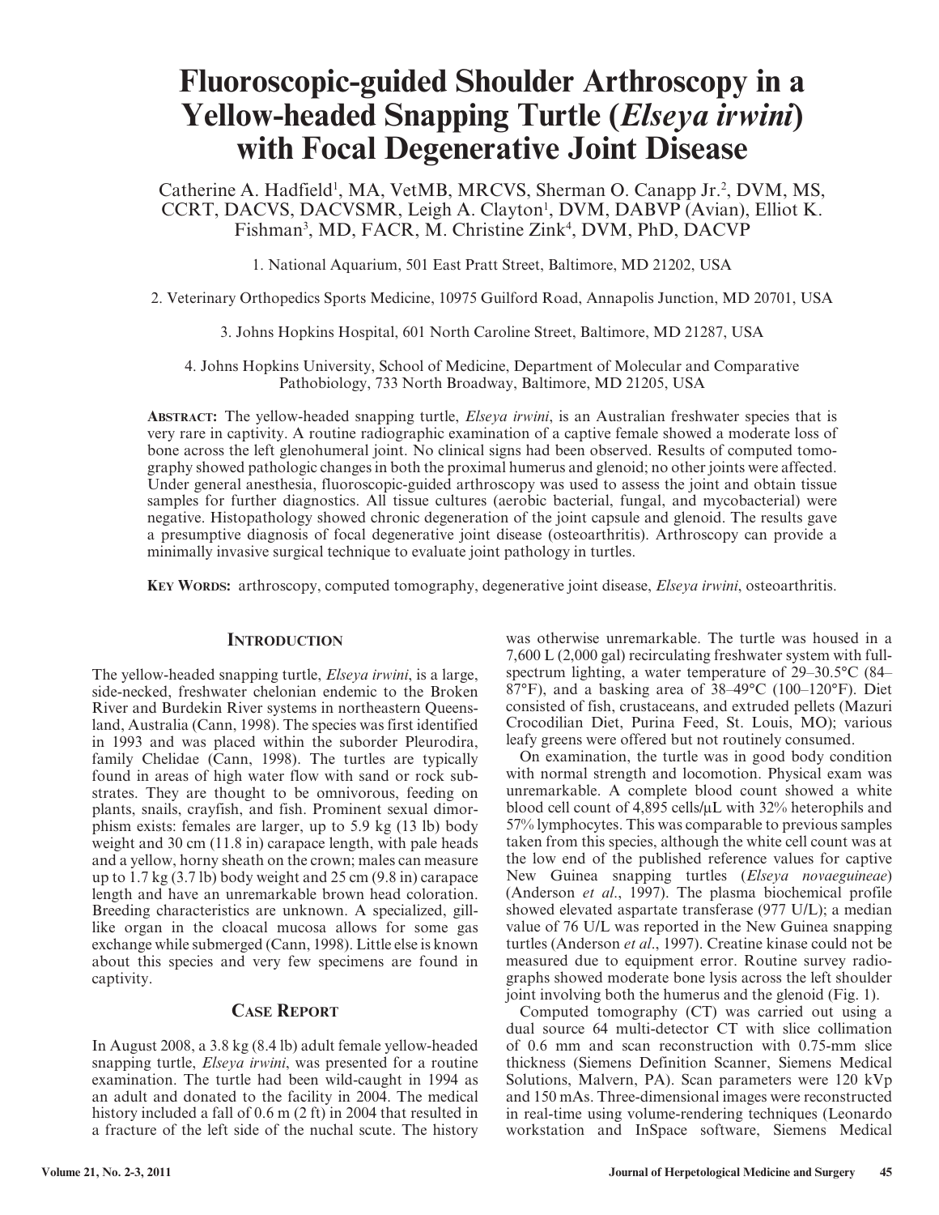# Fluoroscopic-guided Shoulder Arthroscopy in a Yellow-headed Snapping Turtle (*Elseya irwini*) with Focal Degenerative Joint Disease

Catherine A. Hadfield[1], MA, VetMB, MRCVS, Sherman O. Canapp Jr.[2], DVM, MS, CCRT, DACVS, DACVSMR, Leigh A. Clayton[1], DVM, DABVP (Avian), Elliot K. Fishman[3], MD, FACR, M. Christine Zink[4], DVM, PhD, DACVP

1. National Aquarium, 501 East Pratt Street, Baltimore, MD 21202, USA

2. Veterinary Orthopedics Sports Medicine, 10975 Guilford Road, Annapolis Junction, MD 20701, USA

3. Johns Hopkins Hospital, 601 North Caroline Street, Baltimore, MD 21287, USA

4. Johns Hopkins University, School of Medicine, Department of Molecular and Comparative Pathobiology, 733 North Broadway, Baltimore, MD 21205, USA

**ABSTRACT:** The yellow-headed snapping turtle, *Elseya irwini*, is an Australian freshwater species that is very rare in captivity. A routine radiographic examination of a captive female showed a moderate loss of bone across the left glenohumeral joint. No clinical signs had been observed. Results of computed tomography showed pathologic changes in both the proximal humerus and glenoid; no other joints were affected. Under general anesthesia, fluoroscopic-guided arthroscopy was used to assess the joint and obtain tissue samples for further diagnostics. All tissue cultures (aerobic bacterial, fungal, and mycobacterial) were negative. Histopathology showed chronic degeneration of the joint capsule and glenoid. The results gave a presumptive diagnosis of focal degenerative joint disease (osteoarthritis). Arthroscopy can provide a minimally invasive surgical technique to evaluate joint pathology in turtles.

**KEY WORDS:** arthroscopy, computed tomography, degenerative joint disease, *Elseya irwini*, osteoarthritis.

## INTRODUCTION

The yellow-headed snapping turtle, *Elseya irwini*, is a large, side-necked, freshwater chelonian endemic to the Broken River and Burdekin River systems in northeastern Queensland, Australia (Cann, 1998). The species was first identified in 1993 and was placed within the suborder Pleurodira, family Chelidae (Cann, 1998). The turtles are typically found in areas of high water flow with sand or rock substrates. They are thought to be omnivorous, feeding on plants, snails, crayfish, and fish. Prominent sexual dimorphism exists: females are larger, up to 5.9 kg (13 lb) body weight and 30 cm (11.8 in) carapace length, with pale heads and a yellow, horny sheath on the crown; males can measure up to 1.7 kg (3.7 lb) body weight and 25 cm (9.8 in) carapace length and have an unremarkable brown head coloration. Breeding characteristics are unknown. A specialized, gill-like organ in the cloacal mucosa allows for some gas exchange while submerged (Cann, 1998). Little else is known about this species and very few specimens are found in captivity.

## CASE REPORT

In August 2008, a 3.8 kg (8.4 lb) adult female yellow-headed snapping turtle, *Elseya irwini*, was presented for a routine examination. The turtle had been wild-caught in 1994 as an adult and donated to the facility in 2004. The medical history included a fall of 0.6 m (2 ft) in 2004 that resulted in a fracture of the left side of the nuchal scute. The history was otherwise unremarkable. The turtle was housed in a 7,600 L (2,000 gal) recirculating freshwater system with full-spectrum lighting, a water temperature of 29–30.5°C (84–87°F), and a basking area of 38–49°C (100–120°F). Diet consisted of fish, crustaceans, and extruded pellets (Mazuri Crocodilian Diet, Purina Feed, St. Louis, MO); various leafy greens were offered but not routinely consumed.

On examination, the turtle was in good body condition with normal strength and locomotion. Physical exam was unremarkable. A complete blood count showed a white blood cell count of 4,895 cells/µL with 32% heterophils and 57% lymphocytes. This was comparable to previous samples taken from this species, although the white cell count was at the low end of the published reference values for captive New Guinea snapping turtles (*Elseya novaeguineae*) (Anderson *et al*., 1997). The plasma biochemical profile showed elevated aspartate transferase (977 U/L); a median value of 76 U/L was reported in the New Guinea snapping turtles (Anderson *et al*., 1997). Creatine kinase could not be measured due to equipment error. Routine survey radiographs showed moderate bone lysis across the left shoulder joint involving both the humerus and the glenoid (Fig. 1).

Computed tomography (CT) was carried out using a dual source 64 multi-detector CT with slice collimation of 0.6 mm and scan reconstruction with 0.75-mm slice thickness (Siemens Definition Scanner, Siemens Medical Solutions, Malvern, PA). Scan parameters were 120 kVp and 150 mAs. Three-dimensional images were reconstructed in real-time using volume-rendering techniques (Leonardo workstation and InSpace software, Siemens Medical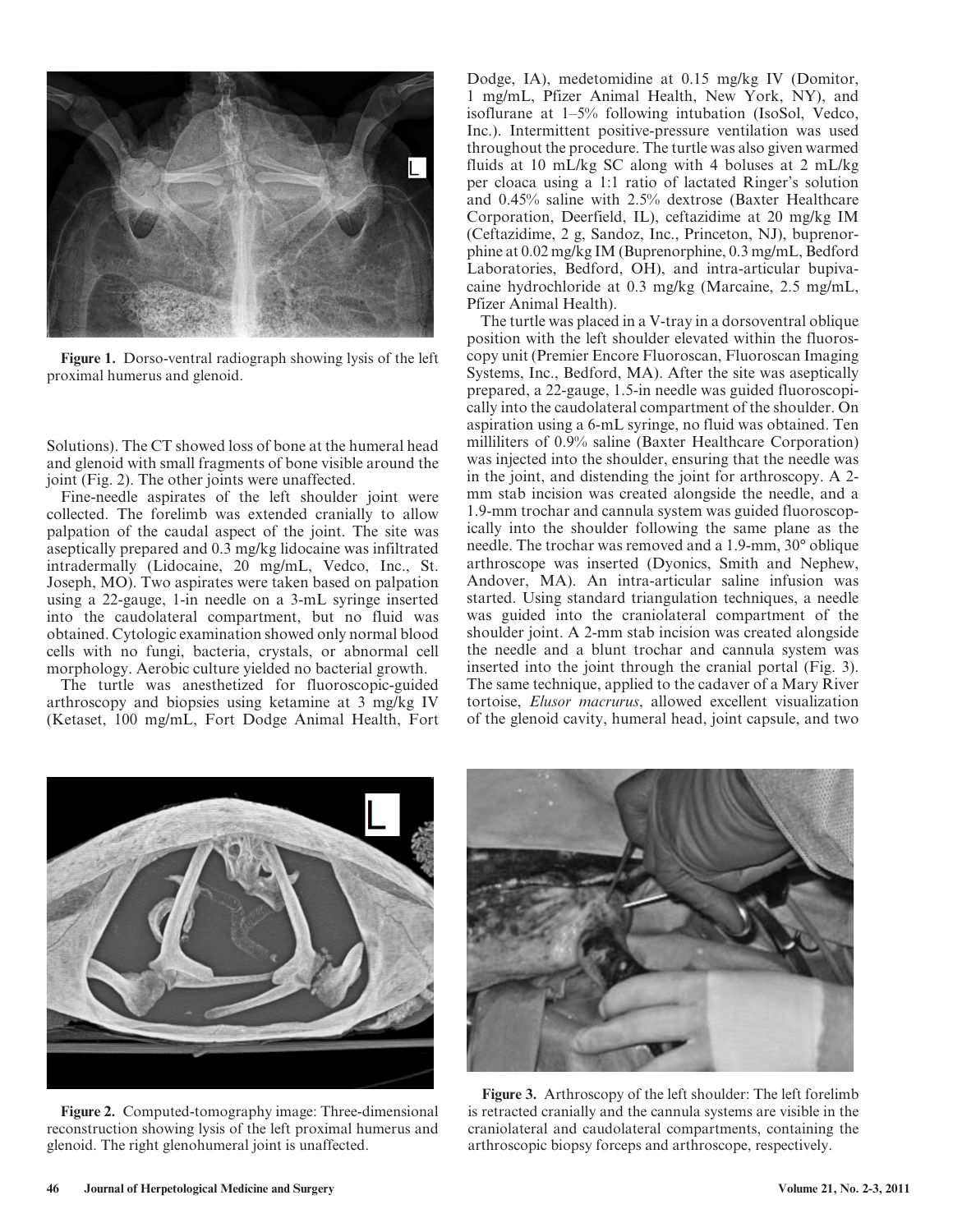Figure 1. Dorso-ventral radiograph showing lysis of the left proximal humerus and glenoid.

Solutions). The CT showed loss of bone at the humeral head and glenoid with small fragments of bone visible around the joint (Fig. 2). The other joints were unaffected.

Fine-needle aspirates of the left shoulder joint were collected. The forelimb was extended cranially to allow palpation of the caudal aspect of the joint. The site was aseptically prepared and 0.3 mg/kg lidocaine was infiltrated intradermally (Lidocaine, 20 mg/mL, Vedco, Inc., St. Joseph, MO). Two aspirates were taken based on palpation using a 22-gauge, 1-in needle on a 3-mL syringe inserted into the caudolateral compartment, but no fluid was obtained. Cytologic examination showed only normal blood cells with no fungi, bacteria, crystals, or abnormal cell morphology. Aerobic culture yielded no bacterial growth.

The turtle was anesthetized for fluoroscopic-guided arthroscopy and biopsies using ketamine at 3 mg/kg IV (Ketaset, 100 mg/mL, Fort Dodge Animal Health, Fort Dodge, IA), medetomidine at 0.15 mg/kg IV (Domitor, 1 mg/mL, Pfizer Animal Health, New York, NY), and isoflurane at 1–5% following intubation (IsoSol, Vedco, Inc.). Intermittent positive-pressure ventilation was used throughout the procedure. The turtle was also given warmed fluids at 10 mL/kg SC along with 4 boluses at 2 mL/kg per cloaca using a 1:1 ratio of lactated Ringer's solution and 0.45% saline with 2.5% dextrose (Baxter Healthcare Corporation, Deerfield, IL), ceftazidime at 20 mg/kg IM (Ceftazidime, 2 g, Sandoz, Inc., Princeton, NJ), buprenorphine at 0.02 mg/kg IM (Buprenorphine, 0.3 mg/mL, Bedford Laboratories, Bedford, OH), and intra-articular bupivacaine hydrochloride at 0.3 mg/kg (Marcaine, 2.5 mg/mL, Pfizer Animal Health).

The turtle was placed in a V-tray in a dorsoventral oblique position with the left shoulder elevated within the fluoroscopy unit (Premier Encore Fluoroscan, Fluoroscan Imaging Systems, Inc., Bedford, MA). After the site was aseptically prepared, a 22-gauge, 1.5-in needle was guided fluoroscopically into the caudolateral compartment of the shoulder. On aspiration using a 6-mL syringe, no fluid was obtained. Ten milliliters of 0.9% saline (Baxter Healthcare Corporation) was injected into the shoulder, ensuring that the needle was in the joint, and distending the joint for arthroscopy. A 2-mm stab incision was created alongside the needle, and a 1.9-mm trochar and cannula system was guided fluoroscopically into the shoulder following the same plane as the needle. The trochar was removed and a 1.9-mm, 30° oblique arthroscope was inserted (Dyonics, Smith and Nephew, Andover, MA). An intra-articular saline infusion was started. Using standard triangulation techniques, a needle was guided into the craniolateral compartment of the shoulder joint. A 2-mm stab incision was created alongside the needle and a blunt trochar and cannula system was inserted into the joint through the cranial portal (Fig. 3). The same technique, applied to the cadaver of a Mary River tortoise, *Elusor macrurus*, allowed excellent visualization of the glenoid cavity, humeral head, joint capsule, and two

Figure 2. Computed-tomography image: Three-dimensional reconstruction showing lysis of the left proximal humerus and glenoid. The right glenohumeral joint is unaffected.

Figure 3. Arthroscopy of the left shoulder: The left forelimb is retracted cranially and the cannula systems are visible in the craniolateral and caudolateral compartments, containing the arthroscopic biopsy forceps and arthroscope, respectively.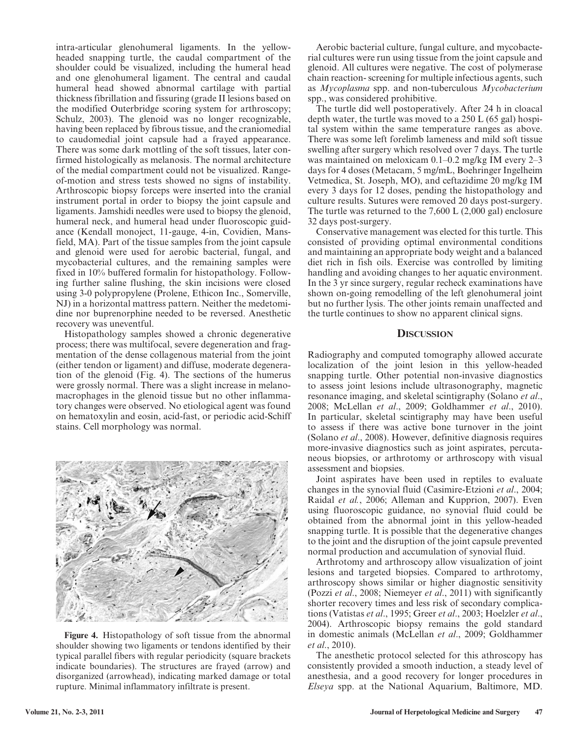intra-articular glenohumeral ligaments. In the yellow-headed snapping turtle, the caudal compartment of the shoulder could be visualized, including the humeral head and one glenohumeral ligament. The central and caudal humeral head showed abnormal cartilage with partial thickness fibrillation and fissuring (grade II lesions based on the modified Outerbridge scoring system for arthroscopy; Schulz, 2003). The glenoid was no longer recognizable, having been replaced by fibrous tissue, and the craniomedial to caudomedial joint capsule had a frayed appearance. There was some dark mottling of the soft tissues, later confirmed histologically as melanosis. The normal architecture of the medial compartment could not be visualized. Range-of-motion and stress tests showed no signs of instability. Arthroscopic biopsy forceps were inserted into the cranial instrument portal in order to biopsy the joint capsule and ligaments. Jamshidi needles were used to biopsy the glenoid, humeral neck, and humeral head under fluoroscopic guidance (Kendall monoject, 11-gauge, 4-in, Covidien, Mansfield, MA). Part of the tissue samples from the joint capsule and glenoid were used for aerobic bacterial, fungal, and mycobacterial cultures, and the remaining samples were fixed in 10% buffered formalin for histopathology. Following further saline flushing, the skin incisions were closed using 3-0 polypropylene (Prolene, Ethicon Inc., Somerville, NJ) in a horizontal mattress pattern. Neither the medetomidine nor buprenorphine needed to be reversed. Anesthetic recovery was uneventful.

Histopathology samples showed a chronic degenerative process; there was multifocal, severe degeneration and fragmentation of the dense collagenous material from the joint (either tendon or ligament) and diffuse, moderate degeneration of the glenoid (Fig. 4). The sections of the humerus were grossly normal. There was a slight increase in melanomacrophages in the glenoid tissue but no other inflammatory changes were observed. No etiological agent was found on hematoxylin and eosin, acid-fast, or periodic acid-Schiff stains. Cell morphology was normal.

**Figure 4.** Histopathology of soft tissue from the abnormal shoulder showing two ligaments or tendons identified by their typical parallel fibers with regular periodicity (square brackets indicate boundaries). The structures are frayed (arrow) and disorganized (arrowhead), indicating marked damage or total rupture. Minimal inflammatory infiltrate is present.

Aerobic bacterial culture, fungal culture, and mycobacterial cultures were run using tissue from the joint capsule and glenoid. All cultures were negative. The cost of polymerase chain reaction- screening for multiple infectious agents, such as *Mycoplasma* spp. and non-tuberculous *Mycobacterium* spp., was considered prohibitive.

The turtle did well postoperatively. After 24 h in cloacal depth water, the turtle was moved to a 250 L (65 gal) hospital system within the same temperature ranges as above. There was some left forelimb lameness and mild soft tissue swelling after surgery which resolved over 7 days. The turtle was maintained on meloxicam 0.1–0.2 mg/kg IM every 2–3 days for 4 doses (Metacam, 5 mg/mL, Boehringer Ingelheim Vetmedica, St. Joseph, MO), and ceftazidime 20 mg/kg IM every 3 days for 12 doses, pending the histopathology and culture results. Sutures were removed 20 days post-surgery. The turtle was returned to the 7,600 L (2,000 gal) enclosure 32 days post-surgery.

Conservative management was elected for this turtle. This consisted of providing optimal environmental conditions and maintaining an appropriate body weight and a balanced diet rich in fish oils. Exercise was controlled by limiting handling and avoiding changes to her aquatic environment. In the 3 yr since surgery, regular recheck examinations have shown on-going remodelling of the left glenohumeral joint but no further lysis. The other joints remain unaffected and the turtle continues to show no apparent clinical signs.

## Discussion

Radiography and computed tomography allowed accurate localization of the joint lesion in this yellow-headed snapping turtle. Other potential non-invasive diagnostics to assess joint lesions include ultrasonography, magnetic resonance imaging, and skeletal scintigraphy (Solano *et al*., 2008; McLellan *et al*., 2009; Goldhammer *et al*., 2010). In particular, skeletal scintigraphy may have been useful to assess if there was active bone turnover in the joint (Solano *et al*., 2008). However, definitive diagnosis requires more-invasive diagnostics such as joint aspirates, percutaneous biopsies, or arthrotomy or arthroscopy with visual assessment and biopsies.

Joint aspirates have been used in reptiles to evaluate changes in the synovial fluid (Casimire-Etzioni *et al*., 2004; Raidal *et al.*, 2006; Alleman and Kupprion, 2007). Even using fluoroscopic guidance, no synovial fluid could be obtained from the abnormal joint in this yellow-headed snapping turtle. It is possible that the degenerative changes to the joint and the disruption of the joint capsule prevented normal production and accumulation of synovial fluid.

Arthrotomy and arthroscopy allow visualization of joint lesions and targeted biopsies. Compared to arthrotomy, arthroscopy shows similar or higher diagnostic sensitivity (Pozzi *et al*., 2008; Niemeyer *et al*., 2011) with significantly shorter recovery times and less risk of secondary complications (Vatistas *et al*., 1995; Greer *et al*., 2003; Hoelzler *et al*., 2004). Arthroscopic biopsy remains the gold standard in domestic animals (McLellan *et al*., 2009; Goldhammer *et al*., 2010).

The anesthetic protocol selected for this athroscopy has consistently provided a smooth induction, a steady level of anesthesia, and a good recovery for longer procedures in *Elseya* spp. at the National Aquarium, Baltimore, MD.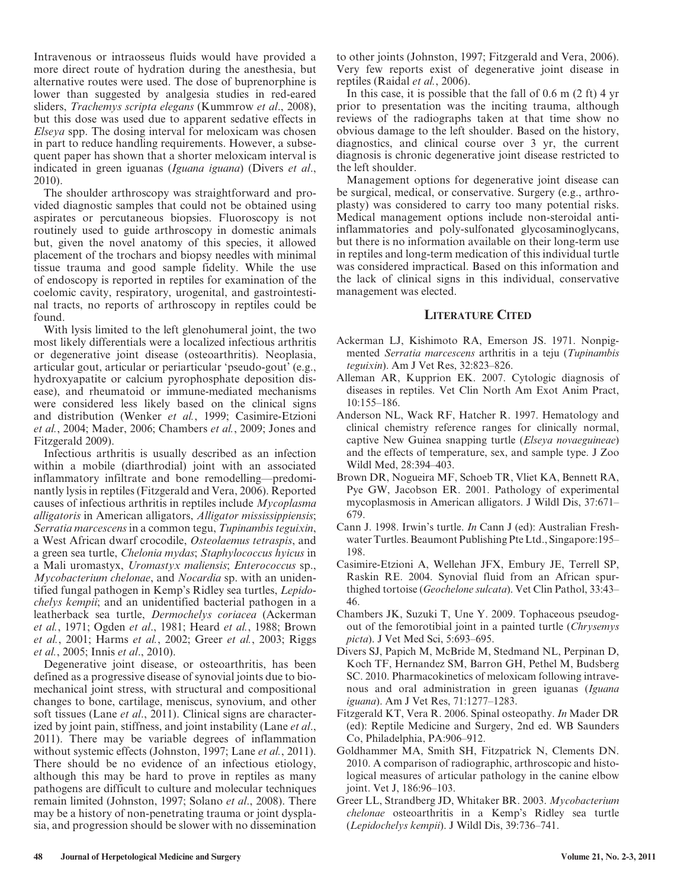Intravenous or intraosseus fluids would have provided a more direct route of hydration during the anesthesia, but alternative routes were used. The dose of buprenorphine is lower than suggested by analgesia studies in red-eared sliders, *Trachemys scripta elegans* (Kummrow *et al*., 2008), but this dose was used due to apparent sedative effects in *Elseya* spp. The dosing interval for meloxicam was chosen in part to reduce handling requirements. However, a subsequent paper has shown that a shorter meloxicam interval is indicated in green iguanas (*Iguana iguana*) (Divers *et al*., 2010).

The shoulder arthroscopy was straightforward and provided diagnostic samples that could not be obtained using aspirates or percutaneous biopsies. Fluoroscopy is not routinely used to guide arthroscopy in domestic animals but, given the novel anatomy of this species, it allowed placement of the trochars and biopsy needles with minimal tissue trauma and good sample fidelity. While the use of endoscopy is reported in reptiles for examination of the coelomic cavity, respiratory, urogenital, and gastrointestinal tracts, no reports of arthroscopy in reptiles could be found.

With lysis limited to the left glenohumeral joint, the two most likely differentials were a localized infectious arthritis or degenerative joint disease (osteoarthritis). Neoplasia, articular gout, articular or periarticular 'pseudo-gout' (e.g., hydroxyapatite or calcium pyrophosphate deposition disease), and rheumatoid or immune-mediated mechanisms were considered less likely based on the clinical signs and distribution (Wenker *et al.*, 1999; Casimire-Etzioni *et al.*, 2004; Mader, 2006; Chambers *et al.*, 2009; Jones and Fitzgerald 2009).

Infectious arthritis is usually described as an infection within a mobile (diarthrodial) joint with an associated inflammatory infiltrate and bone remodelling—predominantly lysis in reptiles (Fitzgerald and Vera, 2006). Reported causes of infectious arthritis in reptiles include *Mycoplasma alligatoris* in American alligators, *Alligator mississippiensis*; *Serratia marcescens* in a common tegu, *Tupinambis teguixin*, a West African dwarf crocodile, *Osteolaemus tetraspis*, and a green sea turtle, *Chelonia mydas*; *Staphylococcus hyicus* in a Mali uromastyx, *Uromastyx maliensis*; *Enterococcus* sp., *Mycobacterium chelonae*, and *Nocardia* sp. with an unidentified fungal pathogen in Kemp's Ridley sea turtles, *Lepidochelys kempii*; and an unidentified bacterial pathogen in a leatherback sea turtle, *Dermochelys coriacea* (Ackerman *et al.*, 1971; Ogden *et al*., 1981; Heard *et al.*, 1988; Brown *et al.*, 2001; Harms *et al.*, 2002; Greer *et al.*, 2003; Riggs *et al.*, 2005; Innis *et al*., 2010).

Degenerative joint disease, or osteoarthritis, has been defined as a progressive disease of synovial joints due to biomechanical joint stress, with structural and compositional changes to bone, cartilage, meniscus, synovium, and other soft tissues (Lane *et al*., 2011). Clinical signs are characterized by joint pain, stiffness, and joint instability (Lane *et al*., 2011). There may be variable degrees of inflammation without systemic effects (Johnston, 1997; Lane *et al.*, 2011). There should be no evidence of an infectious etiology, although this may be hard to prove in reptiles as many pathogens are difficult to culture and molecular techniques remain limited (Johnston, 1997; Solano *et al*., 2008). There may be a history of non-penetrating trauma or joint dysplasia, and progression should be slower with no dissemination to other joints (Johnston, 1997; Fitzgerald and Vera, 2006). Very few reports exist of degenerative joint disease in reptiles (Raidal *et al.*, 2006).

In this case, it is possible that the fall of 0.6 m (2 ft) 4 yr prior to presentation was the inciting trauma, although reviews of the radiographs taken at that time show no obvious damage to the left shoulder. Based on the history, diagnostics, and clinical course over 3 yr, the current diagnosis is chronic degenerative joint disease restricted to the left shoulder.

Management options for degenerative joint disease can be surgical, medical, or conservative. Surgery (e.g., arthroplasty) was considered to carry too many potential risks. Medical management options include non-steroidal anti-inflammatories and poly-sulfonated glycosaminoglycans, but there is no information available on their long-term use in reptiles and long-term medication of this individual turtle was considered impractical. Based on this information and the lack of clinical signs in this individual, conservative management was elected.

## Literature Cited

Ackerman LJ, Kishimoto RA, Emerson JS. 1971. Nonpigmented *Serratia marcescens* arthritis in a teju (*Tupinambis teguixin*). Am J Vet Res, 32:823–826.

Alleman AR, Kupprion EK. 2007. Cytologic diagnosis of diseases in reptiles. Vet Clin North Am Exot Anim Pract, 10:155–186.

Anderson NL, Wack RF, Hatcher R. 1997. Hematology and clinical chemistry reference ranges for clinically normal, captive New Guinea snapping turtle (*Elseya novaeguineae*) and the effects of temperature, sex, and sample type. J Zoo Wildl Med, 28:394–403.

Brown DR, Nogueira MF, Schoeb TR, Vliet KA, Bennett RA, Pye GW, Jacobson ER. 2001. Pathology of experimental mycoplasmosis in American alligators. J Wildl Dis, 37:671–679.

Cann J. 1998. Irwin's turtle. *In* Cann J (ed): Australian Freshwater Turtles. Beaumont Publishing Pte Ltd., Singapore:195–198.

Casimire-Etzioni A, Wellehan JFX, Embury JE, Terrell SP, Raskin RE. 2004. Synovial fluid from an African spur-thighed tortoise (*Geochelone sulcata*). Vet Clin Pathol, 33:43–46.

Chambers JK, Suzuki T, Une Y. 2009. Tophaceous pseudogout of the femorotibial joint in a painted turtle (*Chrysemys picta*). J Vet Med Sci, 5:693–695.

Divers SJ, Papich M, McBride M, Stedmand NL, Perpinan D, Koch TF, Hernandez SM, Barron GH, Pethel M, Budsberg SC. 2010. Pharmacokinetics of meloxicam following intravenous and oral administration in green iguanas (*Iguana iguana*). Am J Vet Res, 71:1277–1283.

Fitzgerald KT, Vera R. 2006. Spinal osteopathy. *In* Mader DR (ed): Reptile Medicine and Surgery, 2nd ed. WB Saunders Co, Philadelphia, PA:906–912.

Goldhammer MA, Smith SH, Fitzpatrick N, Clements DN. 2010. A comparison of radiographic, arthroscopic and histological measures of articular pathology in the canine elbow joint. Vet J, 186:96–103.

Greer LL, Strandberg JD, Whitaker BR. 2003. *Mycobacterium chelonae* osteoarthritis in a Kemp's Ridley sea turtle (*Lepidochelys kempii*). J Wildl Dis, 39:736–741.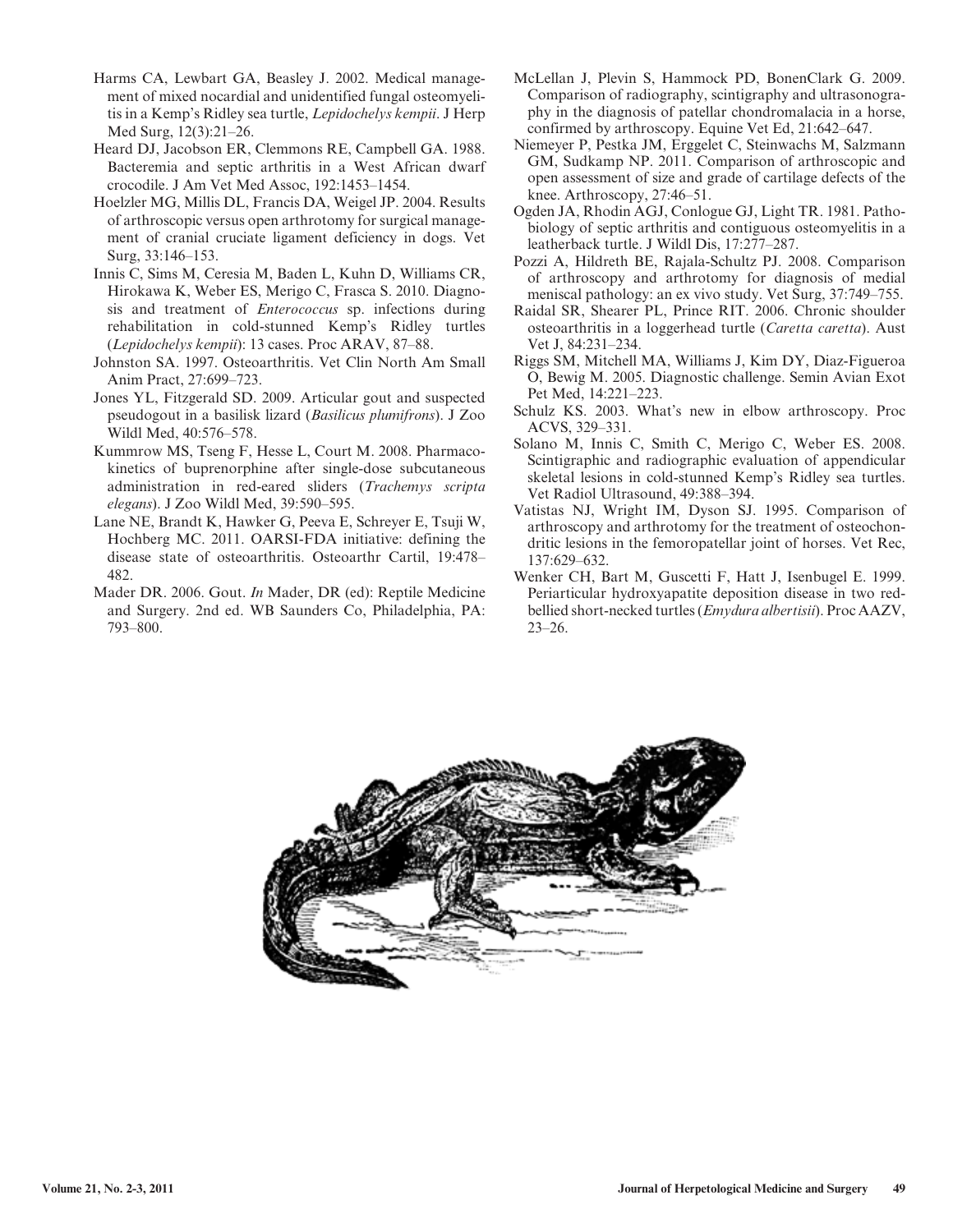Harms CA, Lewbart GA, Beasley J. 2002. Medical management of mixed nocardial and unidentified fungal osteomyelitis in a Kemp's Ridley sea turtle, *Lepidochelys kempii*. J Herp Med Surg, 12(3):21–26.

Heard DJ, Jacobson ER, Clemmons RE, Campbell GA. 1988. Bacteremia and septic arthritis in a West African dwarf crocodile. J Am Vet Med Assoc, 192:1453–1454.

Hoelzler MG, Millis DL, Francis DA, Weigel JP. 2004. Results of arthroscopic versus open arthrotomy for surgical management of cranial cruciate ligament deficiency in dogs. Vet Surg, 33:146–153.

Innis C, Sims M, Ceresia M, Baden L, Kuhn D, Williams CR, Hirokawa K, Weber ES, Merigo C, Frasca S. 2010. Diagnosis and treatment of *Enterococcus* sp. infections during rehabilitation in cold-stunned Kemp's Ridley turtles (*Lepidochelys kempii*): 13 cases. Proc ARAV, 87–88.

Johnston SA. 1997. Osteoarthritis. Vet Clin North Am Small Anim Pract, 27:699–723.

Jones YL, Fitzgerald SD. 2009. Articular gout and suspected pseudogout in a basilisk lizard (*Basilicus plumifrons*). J Zoo Wildl Med, 40:576–578.

Kummrow MS, Tseng F, Hesse L, Court M. 2008. Pharmacokinetics of buprenorphine after single-dose subcutaneous administration in red-eared sliders (*Trachemys scripta elegans*). J Zoo Wildl Med, 39:590–595.

Lane NE, Brandt K, Hawker G, Peeva E, Schreyer E, Tsuji W, Hochberg MC. 2011. OARSI-FDA initiative: defining the disease state of osteoarthritis. Osteoarthr Cartil, 19:478–482.

Mader DR. 2006. Gout. *In* Mader, DR (ed): Reptile Medicine and Surgery. 2nd ed. WB Saunders Co, Philadelphia, PA: 793–800.

McLellan J, Plevin S, Hammock PD, BonenClark G. 2009. Comparison of radiography, scintigraphy and ultrasonography in the diagnosis of patellar chondromalacia in a horse, confirmed by arthroscopy. Equine Vet Ed, 21:642–647.

Niemeyer P, Pestka JM, Erggelet C, Steinwachs M, Salzmann GM, Sudkamp NP. 2011. Comparison of arthroscopic and open assessment of size and grade of cartilage defects of the knee. Arthroscopy, 27:46–51.

Ogden JA, Rhodin AGJ, Conlogue GJ, Light TR. 1981. Pathobiology of septic arthritis and contiguous osteomyelitis in a leatherback turtle. J Wildl Dis, 17:277–287.

Pozzi A, Hildreth BE, Rajala-Schultz PJ. 2008. Comparison of arthroscopy and arthrotomy for diagnosis of medial meniscal pathology: an ex vivo study. Vet Surg, 37:749–755.

Raidal SR, Shearer PL, Prince RIT. 2006. Chronic shoulder osteoarthritis in a loggerhead turtle (*Caretta caretta*). Aust Vet J, 84:231–234.

Riggs SM, Mitchell MA, Williams J, Kim DY, Diaz-Figueroa O, Bewig M. 2005. Diagnostic challenge. Semin Avian Exot Pet Med, 14:221–223.

Schulz KS. 2003. What's new in elbow arthroscopy. Proc ACVS, 329–331.

Solano M, Innis C, Smith C, Merigo C, Weber ES. 2008. Scintigraphic and radiographic evaluation of appendicular skeletal lesions in cold-stunned Kemp's Ridley sea turtles. Vet Radiol Ultrasound, 49:388–394.

Vatistas NJ, Wright IM, Dyson SJ. 1995. Comparison of arthroscopy and arthrotomy for the treatment of osteochondritic lesions in the femoropatellar joint of horses. Vet Rec, 137:629–632.

Wenker CH, Bart M, Guscetti F, Hatt J, Isenbugel E. 1999. Periarticular hydroxyapatite deposition disease in two red-bellied short-necked turtles (*Emydura albertisii*). Proc AAZV, 23–26.